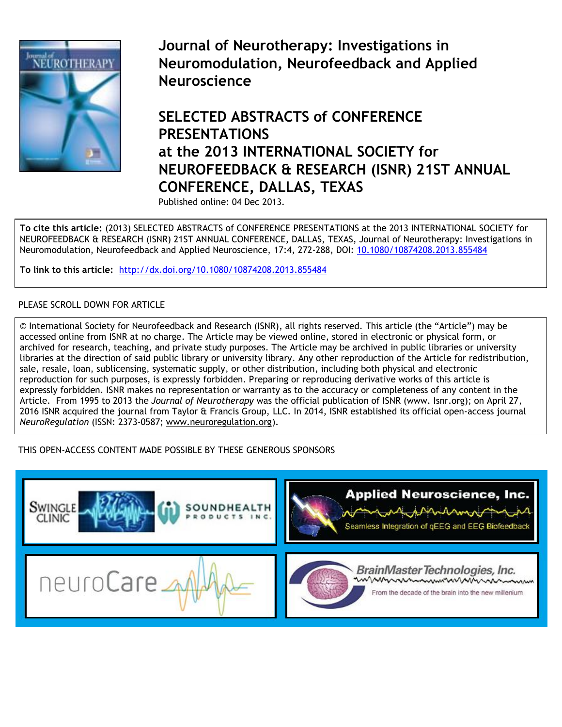# Journal of Neurotherapy: Investigations in Neuromodulation, Neurofeedback and Applied Neuroscience

## SELECTED ABSTRACTS of CONFERENCE PRESENTATIONS at the 2013 INTERNATIONAL SOCIETY for NEUROFEEDBACK & RESEARCH (ISNR) 21ST ANNUAL CONFERENCE, DALLAS, TEXAS

Published online: 04 Dec 2013.

**To cite this article:** (2013) SELECTED ABSTRACTS of CONFERENCE PRESENTATIONS at the 2013 INTERNATIONAL SOCIETY for NEUROFEEDBACK & RESEARCH (ISNR) 21ST ANNUAL CONFERENCE, DALLAS, TEXAS, Journal of Neurotherapy: Investigations in Neuromodulation, Neurofeedback and Applied Neuroscience, 17:4, 272-288, DOI: 10.1080/10874208.2013.855484

**To link to this article:** http://dx.doi.org/10.1080/10874208.2013.855484

PLEASE SCROLL DOWN FOR ARTICLE

© International Society for Neurofeedback and Research (ISNR), all rights reserved. This article (the "Article") may be accessed online from ISNR at no charge. The Article may be viewed online, stored in electronic or physical form, or archived for research, teaching, and private study purposes. The Article may be archived in public libraries or university libraries at the direction of said public library or university library. Any other reproduction of the Article for redistribution, sale, resale, loan, sublicensing, systematic supply, or other distribution, including both physical and electronic reproduction for such purposes, is expressly forbidden. Preparing or reproducing derivative works of this article is expressly forbidden. ISNR makes no representation or warranty as to the accuracy or completeness of any content in the Article. From 1995 to 2013 the *Journal of Neurotherapy* was the official publication of ISNR (www. Isnr.org); on April 27, 2016 ISNR acquired the journal from Taylor & Francis Group, LLC. In 2014, ISNR established its official open-access journal *NeuroRegulation* (ISSN: 2373-0587; www.neuroregulation.org).

THIS OPEN-ACCESS CONTENT MADE POSSIBLE BY THESE GENEROUS SPONSORS

Swingle Clinic | Soundhealth Products Inc.

Applied Neuroscience, Inc. — Seamless Integration of qEEG and EEG Biofeedback

neuroCare

BrainMaster Technologies, Inc. — From the decade of the brain into the new millenium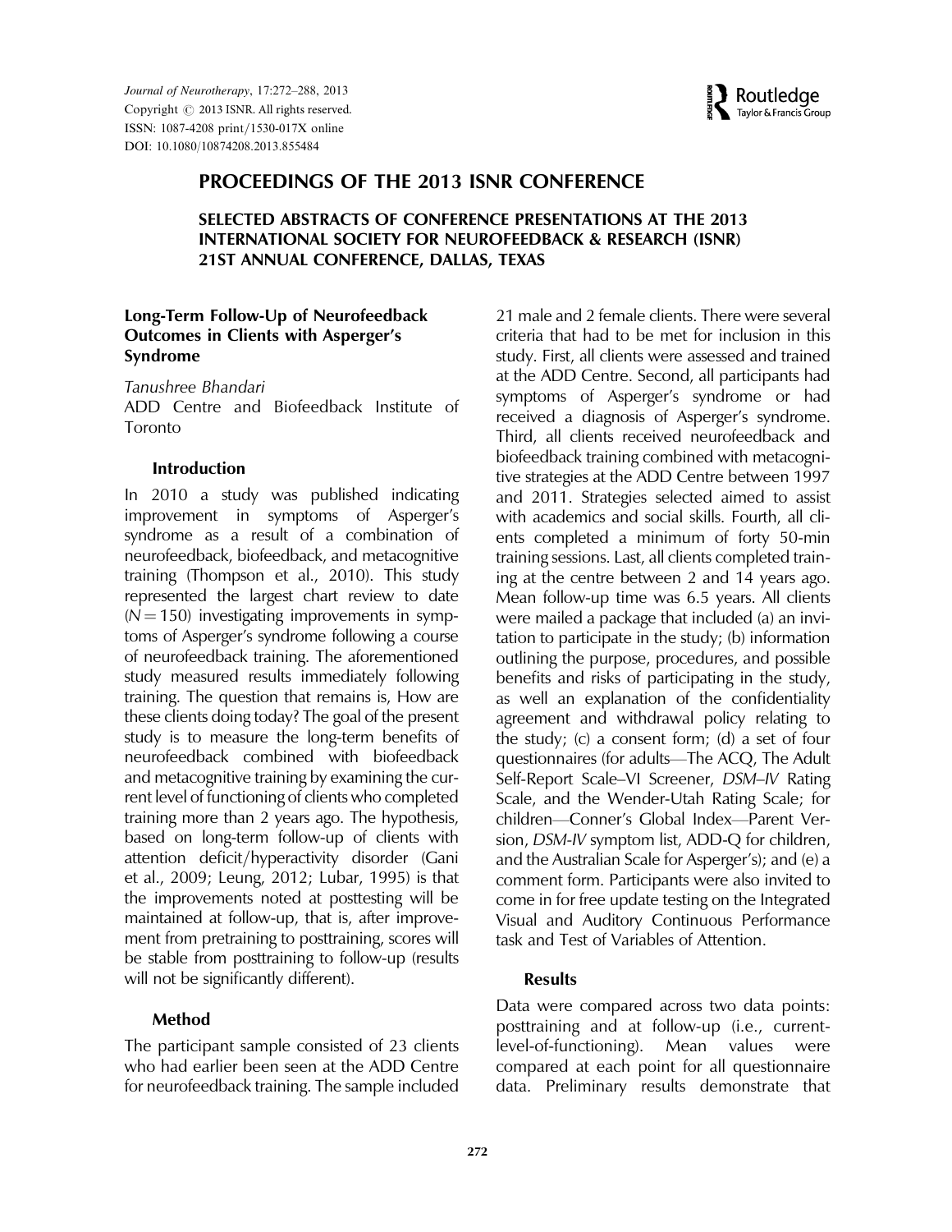# PROCEEDINGS OF THE 2013 ISNR CONFERENCE

## SELECTED ABSTRACTS OF CONFERENCE PRESENTATIONS AT THE 2013 INTERNATIONAL SOCIETY FOR NEUROFEEDBACK & RESEARCH (ISNR) 21ST ANNUAL CONFERENCE, DALLAS, TEXAS

### Long-Term Follow-Up of Neurofeedback Outcomes in Clients with Asperger's Syndrome

*Tanushree Bhandari*
ADD Centre and Biofeedback Institute of Toronto

#### Introduction

In 2010 a study was published indicating improvement in symptoms of Asperger's syndrome as a result of a combination of neurofeedback, biofeedback, and metacognitive training (Thompson et al., 2010). This study represented the largest chart review to date ($N = 150$) investigating improvements in symptoms of Asperger's syndrome following a course of neurofeedback training. The aforementioned study measured results immediately following training. The question that remains is, How are these clients doing today? The goal of the present study is to measure the long-term benefits of neurofeedback combined with biofeedback and metacognitive training by examining the current level of functioning of clients who completed training more than 2 years ago. The hypothesis, based on long-term follow-up of clients with attention deficit/hyperactivity disorder (Gani et al., 2009; Leung, 2012; Lubar, 1995) is that the improvements noted at posttesting will be maintained at follow-up, that is, after improvement from pretraining to posttraining, scores will be stable from posttraining to follow-up (results will not be significantly different).

#### Method

The participant sample consisted of 23 clients who had earlier been seen at the ADD Centre for neurofeedback training. The sample included 21 male and 2 female clients. There were several criteria that had to be met for inclusion in this study. First, all clients were assessed and trained at the ADD Centre. Second, all participants had symptoms of Asperger's syndrome or had received a diagnosis of Asperger's syndrome. Third, all clients received neurofeedback and biofeedback training combined with metacognitive strategies at the ADD Centre between 1997 and 2011. Strategies selected aimed to assist with academics and social skills. Fourth, all clients completed a minimum of forty 50-min training sessions. Last, all clients completed training at the centre between 2 and 14 years ago. Mean follow-up time was 6.5 years. All clients were mailed a package that included (a) an invitation to participate in the study; (b) information outlining the purpose, procedures, and possible benefits and risks of participating in the study, as well an explanation of the confidentiality agreement and withdrawal policy relating to the study; (c) a consent form; (d) a set of four questionnaires (for adults—The ACQ, The Adult Self-Report Scale–VI Screener, *DSM–IV* Rating Scale, and the Wender-Utah Rating Scale; for children—Conner's Global Index—Parent Version, *DSM-IV* symptom list, ADD-Q for children, and the Australian Scale for Asperger's); and (e) a comment form. Participants were also invited to come in for free update testing on the Integrated Visual and Auditory Continuous Performance task and Test of Variables of Attention.

#### Results

Data were compared across two data points: posttraining and at follow-up (i.e., current-level-of-functioning). Mean values were compared at each point for all questionnaire data. Preliminary results demonstrate that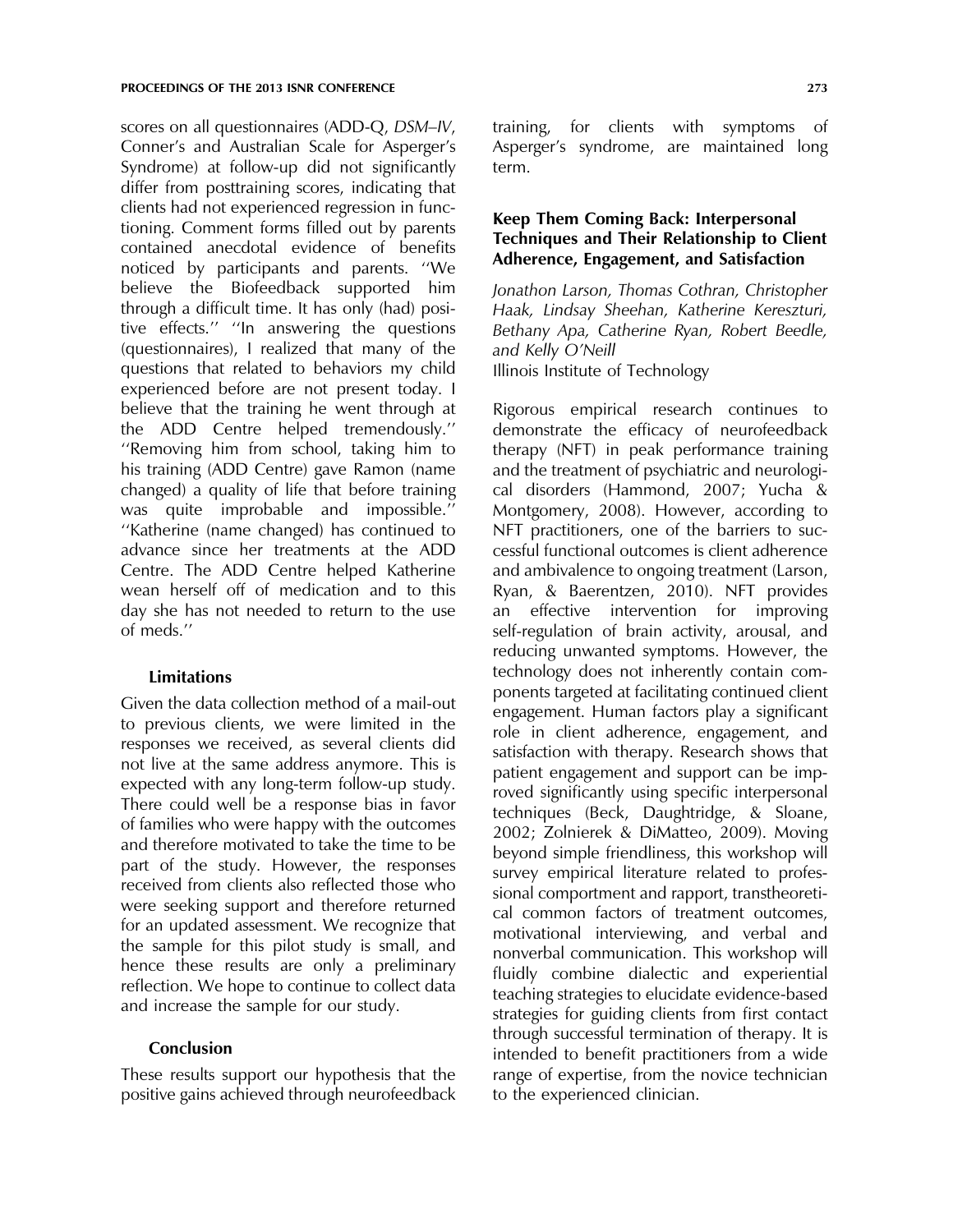scores on all questionnaires (ADD-Q, *DSM–IV*, Conner's and Australian Scale for Asperger's Syndrome) at follow-up did not significantly differ from posttraining scores, indicating that clients had not experienced regression in functioning. Comment forms filled out by parents contained anecdotal evidence of benefits noticed by participants and parents. ''We believe the Biofeedback supported him through a difficult time. It has only (had) positive effects.'' ''In answering the questions (questionnaires), I realized that many of the questions that related to behaviors my child experienced before are not present today. I believe that the training he went through at the ADD Centre helped tremendously.'' ''Removing him from school, taking him to his training (ADD Centre) gave Ramon (name changed) a quality of life that before training was quite improbable and impossible.'' ''Katherine (name changed) has continued to advance since her treatments at the ADD Centre. The ADD Centre helped Katherine wean herself off of medication and to this day she has not needed to return to the use of meds.''

### Limitations

Given the data collection method of a mail-out to previous clients, we were limited in the responses we received, as several clients did not live at the same address anymore. This is expected with any long-term follow-up study. There could well be a response bias in favor of families who were happy with the outcomes and therefore motivated to take the time to be part of the study. However, the responses received from clients also reflected those who were seeking support and therefore returned for an updated assessment. We recognize that the sample for this pilot study is small, and hence these results are only a preliminary reflection. We hope to continue to collect data and increase the sample for our study.

### Conclusion

These results support our hypothesis that the positive gains achieved through neurofeedback training, for clients with symptoms of Asperger's syndrome, are maintained long term.

## Keep Them Coming Back: Interpersonal Techniques and Their Relationship to Client Adherence, Engagement, and Satisfaction

*Jonathon Larson, Thomas Cothran, Christopher Haak, Lindsay Sheehan, Katherine Kereszturi, Bethany Apa, Catherine Ryan, Robert Beedle, and Kelly O'Neill*
Illinois Institute of Technology

Rigorous empirical research continues to demonstrate the efficacy of neurofeedback therapy (NFT) in peak performance training and the treatment of psychiatric and neurological disorders (Hammond, 2007; Yucha & Montgomery, 2008). However, according to NFT practitioners, one of the barriers to successful functional outcomes is client adherence and ambivalence to ongoing treatment (Larson, Ryan, & Baerentzen, 2010). NFT provides an effective intervention for improving self-regulation of brain activity, arousal, and reducing unwanted symptoms. However, the technology does not inherently contain components targeted at facilitating continued client engagement. Human factors play a significant role in client adherence, engagement, and satisfaction with therapy. Research shows that patient engagement and support can be improved significantly using specific interpersonal techniques (Beck, Daughtridge, & Sloane, 2002; Zolnierek & DiMatteo, 2009). Moving beyond simple friendliness, this workshop will survey empirical literature related to professional comportment and rapport, transtheoretical common factors of treatment outcomes, motivational interviewing, and verbal and nonverbal communication. This workshop will fluidly combine dialectic and experiential teaching strategies to elucidate evidence-based strategies for guiding clients from first contact through successful termination of therapy. It is intended to benefit practitioners from a wide range of expertise, from the novice technician to the experienced clinician.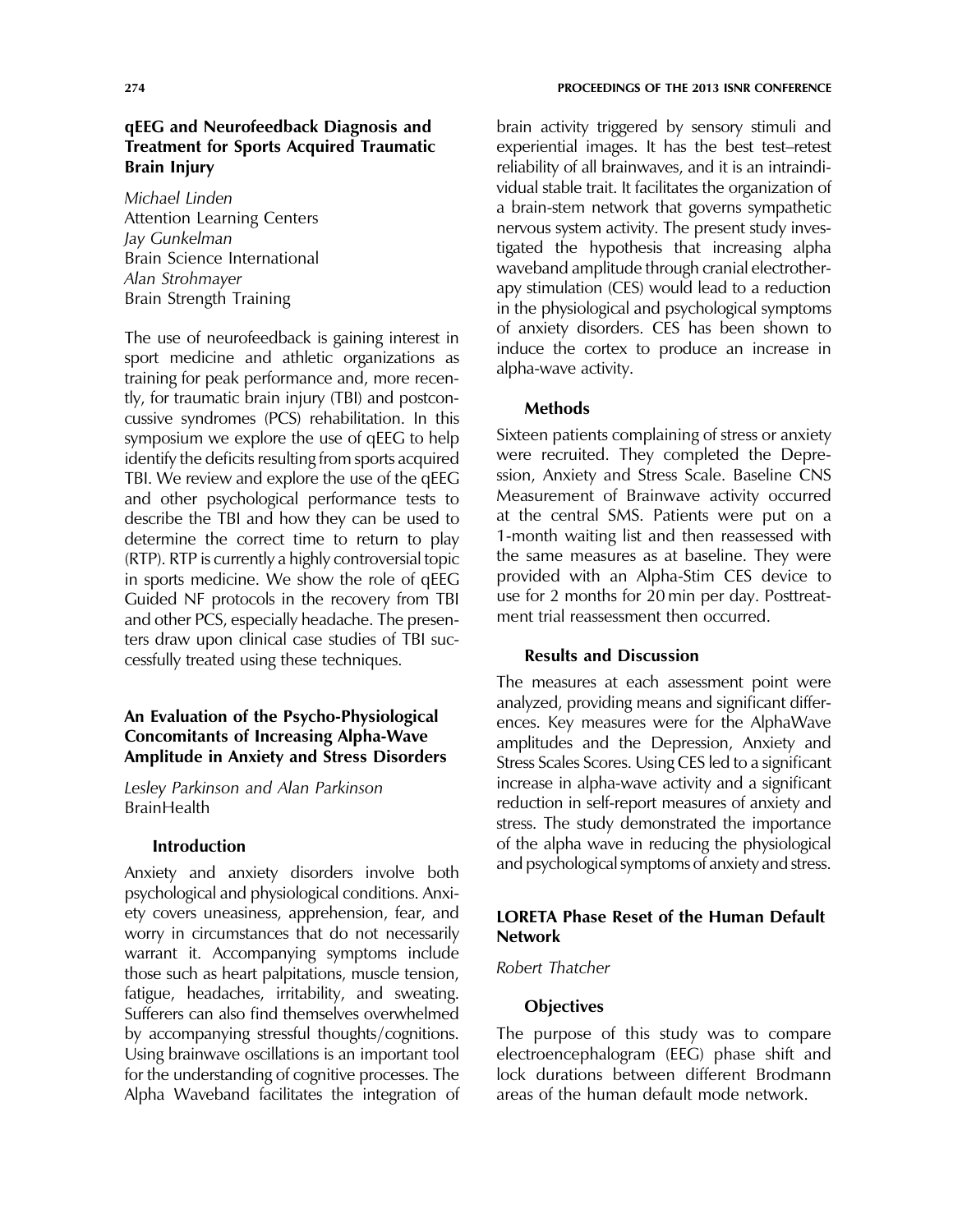## qEEG and Neurofeedback Diagnosis and Treatment for Sports Acquired Traumatic Brain Injury

*Michael Linden*
Attention Learning Centers
*Jay Gunkelman*
Brain Science International
*Alan Strohmayer*
Brain Strength Training

The use of neurofeedback is gaining interest in sport medicine and athletic organizations as training for peak performance and, more recently, for traumatic brain injury (TBI) and postconcussive syndromes (PCS) rehabilitation. In this symposium we explore the use of qEEG to help identify the deficits resulting from sports acquired TBI. We review and explore the use of the qEEG and other psychological performance tests to describe the TBI and how they can be used to determine the correct time to return to play (RTP). RTP is currently a highly controversial topic in sports medicine. We show the role of qEEG Guided NF protocols in the recovery from TBI and other PCS, especially headache. The presenters draw upon clinical case studies of TBI successfully treated using these techniques.

## An Evaluation of the Psycho-Physiological Concomitants of Increasing Alpha-Wave Amplitude in Anxiety and Stress Disorders

*Lesley Parkinson and Alan Parkinson*
BrainHealth

### Introduction

Anxiety and anxiety disorders involve both psychological and physiological conditions. Anxiety covers uneasiness, apprehension, fear, and worry in circumstances that do not necessarily warrant it. Accompanying symptoms include those such as heart palpitations, muscle tension, fatigue, headaches, irritability, and sweating. Sufferers can also find themselves overwhelmed by accompanying stressful thoughts/cognitions. Using brainwave oscillations is an important tool for the understanding of cognitive processes. The Alpha Waveband facilitates the integration of brain activity triggered by sensory stimuli and experiential images. It has the best test–retest reliability of all brainwaves, and it is an intraindividual stable trait. It facilitates the organization of a brain-stem network that governs sympathetic nervous system activity. The present study investigated the hypothesis that increasing alpha waveband amplitude through cranial electrotherapy stimulation (CES) would lead to a reduction in the physiological and psychological symptoms of anxiety disorders. CES has been shown to induce the cortex to produce an increase in alpha-wave activity.

### Methods

Sixteen patients complaining of stress or anxiety were recruited. They completed the Depression, Anxiety and Stress Scale. Baseline CNS Measurement of Brainwave activity occurred at the central SMS. Patients were put on a 1-month waiting list and then reassessed with the same measures as at baseline. They were provided with an Alpha-Stim CES device to use for 2 months for 20 min per day. Posttreatment trial reassessment then occurred.

### Results and Discussion

The measures at each assessment point were analyzed, providing means and significant differences. Key measures were for the AlphaWave amplitudes and the Depression, Anxiety and Stress Scales Scores. Using CES led to a significant increase in alpha-wave activity and a significant reduction in self-report measures of anxiety and stress. The study demonstrated the importance of the alpha wave in reducing the physiological and psychological symptoms of anxiety and stress.

## LORETA Phase Reset of the Human Default Network

*Robert Thatcher*

### Objectives

The purpose of this study was to compare electroencephalogram (EEG) phase shift and lock durations between different Brodmann areas of the human default mode network.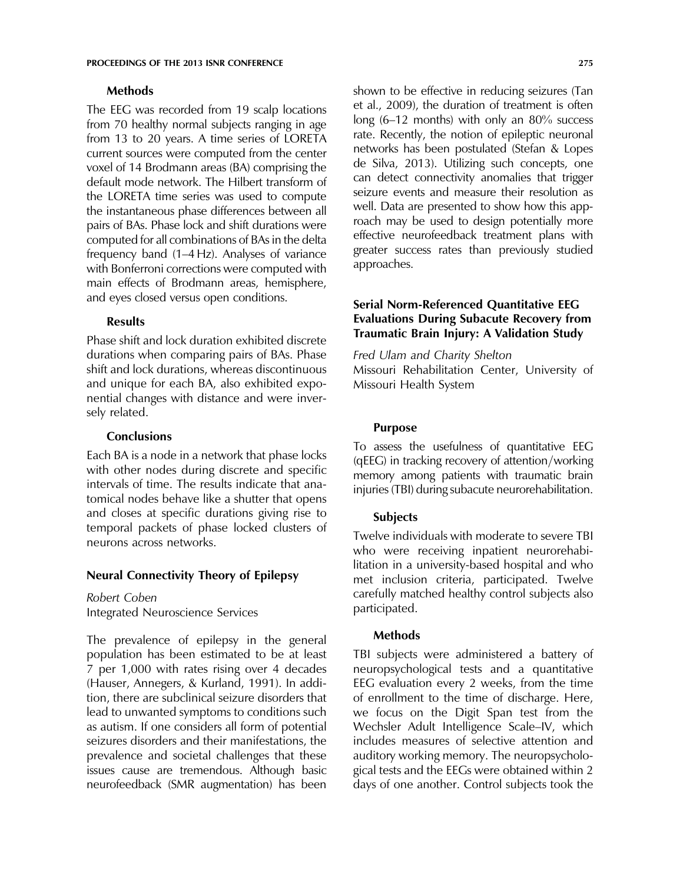### Methods

The EEG was recorded from 19 scalp locations from 70 healthy normal subjects ranging in age from 13 to 20 years. A time series of LORETA current sources were computed from the center voxel of 14 Brodmann areas (BA) comprising the default mode network. The Hilbert transform of the LORETA time series was used to compute the instantaneous phase differences between all pairs of BAs. Phase lock and shift durations were computed for all combinations of BAs in the delta frequency band (1–4 Hz). Analyses of variance with Bonferroni corrections were computed with main effects of Brodmann areas, hemisphere, and eyes closed versus open conditions.

### Results

Phase shift and lock duration exhibited discrete durations when comparing pairs of BAs. Phase shift and lock durations, whereas discontinuous and unique for each BA, also exhibited exponential changes with distance and were inversely related.

### Conclusions

Each BA is a node in a network that phase locks with other nodes during discrete and specific intervals of time. The results indicate that anatomical nodes behave like a shutter that opens and closes at specific durations giving rise to temporal packets of phase locked clusters of neurons across networks.

## Neural Connectivity Theory of Epilepsy

*Robert Coben*
Integrated Neuroscience Services

The prevalence of epilepsy in the general population has been estimated to be at least 7 per 1,000 with rates rising over 4 decades (Hauser, Annegers, & Kurland, 1991). In addition, there are subclinical seizure disorders that lead to unwanted symptoms to conditions such as autism. If one considers all form of potential seizures disorders and their manifestations, the prevalence and societal challenges that these issues cause are tremendous. Although basic neurofeedback (SMR augmentation) has been shown to be effective in reducing seizures (Tan et al., 2009), the duration of treatment is often long (6–12 months) with only an 80% success rate. Recently, the notion of epileptic neuronal networks has been postulated (Stefan & Lopes de Silva, 2013). Utilizing such concepts, one can detect connectivity anomalies that trigger seizure events and measure their resolution as well. Data are presented to show how this approach may be used to design potentially more effective neurofeedback treatment plans with greater success rates than previously studied approaches.

## Serial Norm-Referenced Quantitative EEG Evaluations During Subacute Recovery from Traumatic Brain Injury: A Validation Study

*Fred Ulam and Charity Shelton*
Missouri Rehabilitation Center, University of Missouri Health System

### Purpose

To assess the usefulness of quantitative EEG (qEEG) in tracking recovery of attention/working memory among patients with traumatic brain injuries (TBI) during subacute neurorehabilitation.

### Subjects

Twelve individuals with moderate to severe TBI who were receiving inpatient neurorehabilitation in a university-based hospital and who met inclusion criteria, participated. Twelve carefully matched healthy control subjects also participated.

### Methods

TBI subjects were administered a battery of neuropsychological tests and a quantitative EEG evaluation every 2 weeks, from the time of enrollment to the time of discharge. Here, we focus on the Digit Span test from the Wechsler Adult Intelligence Scale–IV, which includes measures of selective attention and auditory working memory. The neuropsychological tests and the EEGs were obtained within 2 days of one another. Control subjects took the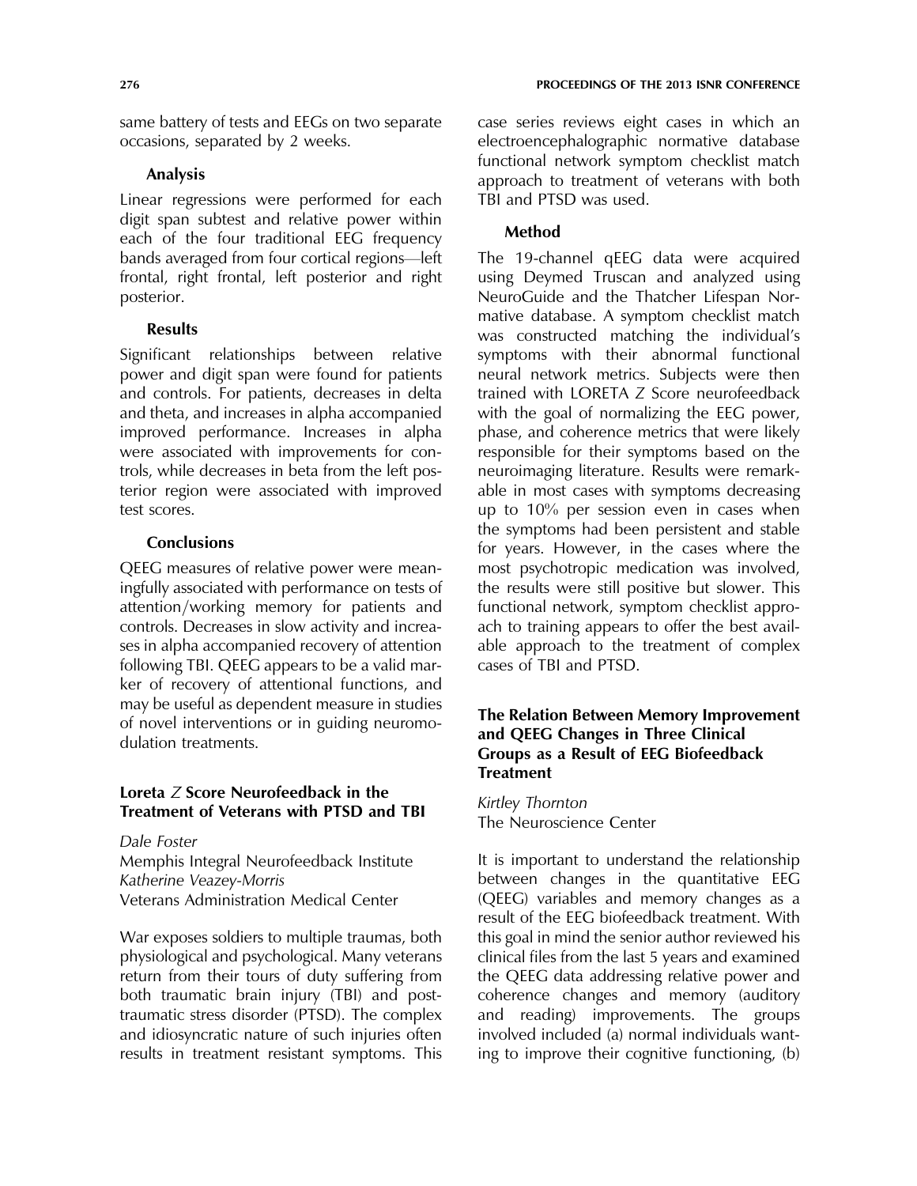same battery of tests and EEGs on two separate occasions, separated by 2 weeks.

### Analysis

Linear regressions were performed for each digit span subtest and relative power within each of the four traditional EEG frequency bands averaged from four cortical regions—left frontal, right frontal, left posterior and right posterior.

### Results

Significant relationships between relative power and digit span were found for patients and controls. For patients, decreases in delta and theta, and increases in alpha accompanied improved performance. Increases in alpha were associated with improvements for controls, while decreases in beta from the left posterior region were associated with improved test scores.

### Conclusions

QEEG measures of relative power were meaningfully associated with performance on tests of attention/working memory for patients and controls. Decreases in slow activity and increases in alpha accompanied recovery of attention following TBI. QEEG appears to be a valid marker of recovery of attentional functions, and may be useful as dependent measure in studies of novel interventions or in guiding neuromodulation treatments.

## Loreta *Z* Score Neurofeedback in the Treatment of Veterans with PTSD and TBI

*Dale Foster*
Memphis Integral Neurofeedback Institute
*Katherine Veazey-Morris*
Veterans Administration Medical Center

War exposes soldiers to multiple traumas, both physiological and psychological. Many veterans return from their tours of duty suffering from both traumatic brain injury (TBI) and post-traumatic stress disorder (PTSD). The complex and idiosyncratic nature of such injuries often results in treatment resistant symptoms. This case series reviews eight cases in which an electroencephalographic normative database functional network symptom checklist match approach to treatment of veterans with both TBI and PTSD was used.

### Method

The 19-channel qEEG data were acquired using Deymed Truscan and analyzed using NeuroGuide and the Thatcher Lifespan Normative database. A symptom checklist match was constructed matching the individual's symptoms with their abnormal functional neural network metrics. Subjects were then trained with LORETA *Z* Score neurofeedback with the goal of normalizing the EEG power, phase, and coherence metrics that were likely responsible for their symptoms based on the neuroimaging literature. Results were remarkable in most cases with symptoms decreasing up to 10% per session even in cases when the symptoms had been persistent and stable for years. However, in the cases where the most psychotropic medication was involved, the results were still positive but slower. This functional network, symptom checklist approach to training appears to offer the best available approach to the treatment of complex cases of TBI and PTSD.

## The Relation Between Memory Improvement and QEEG Changes in Three Clinical Groups as a Result of EEG Biofeedback Treatment

*Kirtley Thornton*
The Neuroscience Center

It is important to understand the relationship between changes in the quantitative EEG (QEEG) variables and memory changes as a result of the EEG biofeedback treatment. With this goal in mind the senior author reviewed his clinical files from the last 5 years and examined the QEEG data addressing relative power and coherence changes and memory (auditory and reading) improvements. The groups involved included (a) normal individuals wanting to improve their cognitive functioning, (b)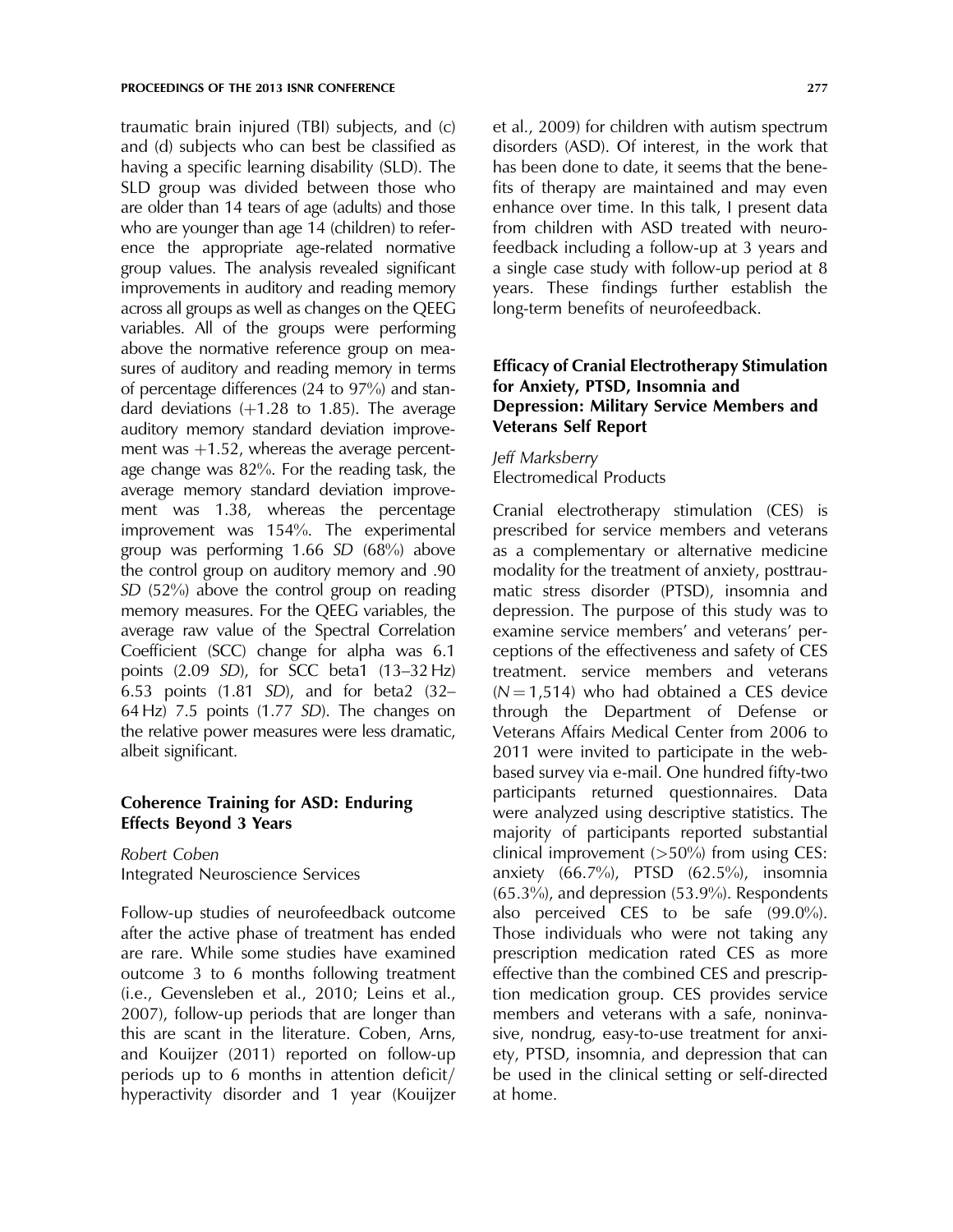traumatic brain injured (TBI) subjects, and (c) and (d) subjects who can best be classified as having a specific learning disability (SLD). The SLD group was divided between those who are older than 14 tears of age (adults) and those who are younger than age 14 (children) to reference the appropriate age-related normative group values. The analysis revealed significant improvements in auditory and reading memory across all groups as well as changes on the QEEG variables. All of the groups were performing above the normative reference group on measures of auditory and reading memory in terms of percentage differences (24 to 97%) and standard deviations (+1.28 to 1.85). The average auditory memory standard deviation improvement was +1.52, whereas the average percentage change was 82%. For the reading task, the average memory standard deviation improvement was 1.38, whereas the percentage improvement was 154%. The experimental group was performing 1.66 *SD* (68%) above the control group on auditory memory and .90 *SD* (52%) above the control group on reading memory measures. For the QEEG variables, the average raw value of the Spectral Correlation Coefficient (SCC) change for alpha was 6.1 points (2.09 *SD*), for SCC beta1 (13–32 Hz) 6.53 points (1.81 *SD*), and for beta2 (32–64 Hz) 7.5 points (1.77 *SD*). The changes on the relative power measures were less dramatic, albeit significant.

## Coherence Training for ASD: Enduring Effects Beyond 3 Years

*Robert Coben*
Integrated Neuroscience Services

Follow-up studies of neurofeedback outcome after the active phase of treatment has ended are rare. While some studies have examined outcome 3 to 6 months following treatment (i.e., Gevensleben et al., 2010; Leins et al., 2007), follow-up periods that are longer than this are scant in the literature. Coben, Arns, and Kouijzer (2011) reported on follow-up periods up to 6 months in attention deficit/hyperactivity disorder and 1 year (Kouijzer et al., 2009) for children with autism spectrum disorders (ASD). Of interest, in the work that has been done to date, it seems that the benefits of therapy are maintained and may even enhance over time. In this talk, I present data from children with ASD treated with neurofeedback including a follow-up at 3 years and a single case study with follow-up period at 8 years. These findings further establish the long-term benefits of neurofeedback.

## Efficacy of Cranial Electrotherapy Stimulation for Anxiety, PTSD, Insomnia and Depression: Military Service Members and Veterans Self Report

*Jeff Marksberry*
Electromedical Products

Cranial electrotherapy stimulation (CES) is prescribed for service members and veterans as a complementary or alternative medicine modality for the treatment of anxiety, posttraumatic stress disorder (PTSD), insomnia and depression. The purpose of this study was to examine service members' and veterans' perceptions of the effectiveness and safety of CES treatment. service members and veterans ($N = 1{,}514$) who had obtained a CES device through the Department of Defense or Veterans Affairs Medical Center from 2006 to 2011 were invited to participate in the web-based survey via e-mail. One hundred fifty-two participants returned questionnaires. Data were analyzed using descriptive statistics. The majority of participants reported substantial clinical improvement (>50%) from using CES: anxiety (66.7%), PTSD (62.5%), insomnia (65.3%), and depression (53.9%). Respondents also perceived CES to be safe (99.0%). Those individuals who were not taking any prescription medication rated CES as more effective than the combined CES and prescription medication group. CES provides service members and veterans with a safe, noninvasive, nondrug, easy-to-use treatment for anxiety, PTSD, insomnia, and depression that can be used in the clinical setting or self-directed at home.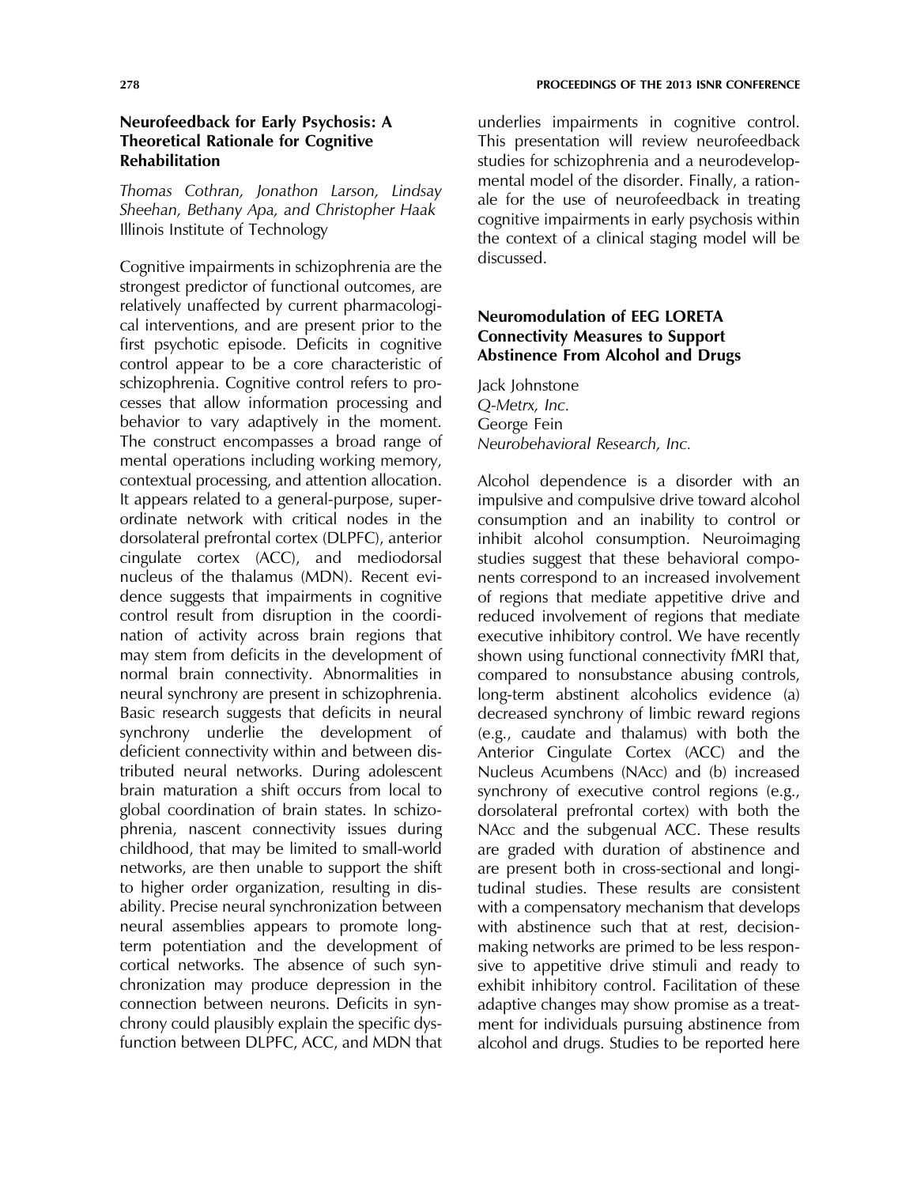## Neurofeedback for Early Psychosis: A Theoretical Rationale for Cognitive Rehabilitation

*Thomas Cothran, Jonathon Larson, Lindsay Sheehan, Bethany Apa, and Christopher Haak*
Illinois Institute of Technology

Cognitive impairments in schizophrenia are the strongest predictor of functional outcomes, are relatively unaffected by current pharmacological interventions, and are present prior to the first psychotic episode. Deficits in cognitive control appear to be a core characteristic of schizophrenia. Cognitive control refers to processes that allow information processing and behavior to vary adaptively in the moment. The construct encompasses a broad range of mental operations including working memory, contextual processing, and attention allocation. It appears related to a general-purpose, superordinate network with critical nodes in the dorsolateral prefrontal cortex (DLPFC), anterior cingulate cortex (ACC), and mediodorsal nucleus of the thalamus (MDN). Recent evidence suggests that impairments in cognitive control result from disruption in the coordination of activity across brain regions that may stem from deficits in the development of normal brain connectivity. Abnormalities in neural synchrony are present in schizophrenia. Basic research suggests that deficits in neural synchrony underlie the development of deficient connectivity within and between distributed neural networks. During adolescent brain maturation a shift occurs from local to global coordination of brain states. In schizophrenia, nascent connectivity issues during childhood, that may be limited to small-world networks, are then unable to support the shift to higher order organization, resulting in disability. Precise neural synchronization between neural assemblies appears to promote long-term potentiation and the development of cortical networks. The absence of such synchronization may produce depression in the connection between neurons. Deficits in synchrony could plausibly explain the specific dysfunction between DLPFC, ACC, and MDN that underlies impairments in cognitive control. This presentation will review neurofeedback studies for schizophrenia and a neurodevelopmental model of the disorder. Finally, a rationale for the use of neurofeedback in treating cognitive impairments in early psychosis within the context of a clinical staging model will be discussed.

## Neuromodulation of EEG LORETA Connectivity Measures to Support Abstinence From Alcohol and Drugs

Jack Johnstone
*Q-Metrx, Inc.*
George Fein
*Neurobehavioral Research, Inc.*

Alcohol dependence is a disorder with an impulsive and compulsive drive toward alcohol consumption and an inability to control or inhibit alcohol consumption. Neuroimaging studies suggest that these behavioral components correspond to an increased involvement of regions that mediate appetitive drive and reduced involvement of regions that mediate executive inhibitory control. We have recently shown using functional connectivity fMRI that, compared to nonsubstance abusing controls, long-term abstinent alcoholics evidence (a) decreased synchrony of limbic reward regions (e.g., caudate and thalamus) with both the Anterior Cingulate Cortex (ACC) and the Nucleus Acumbens (NAcc) and (b) increased synchrony of executive control regions (e.g., dorsolateral prefrontal cortex) with both the NAcc and the subgenual ACC. These results are graded with duration of abstinence and are present both in cross-sectional and longitudinal studies. These results are consistent with a compensatory mechanism that develops with abstinence such that at rest, decision-making networks are primed to be less responsive to appetitive drive stimuli and ready to exhibit inhibitory control. Facilitation of these adaptive changes may show promise as a treatment for individuals pursuing abstinence from alcohol and drugs. Studies to be reported here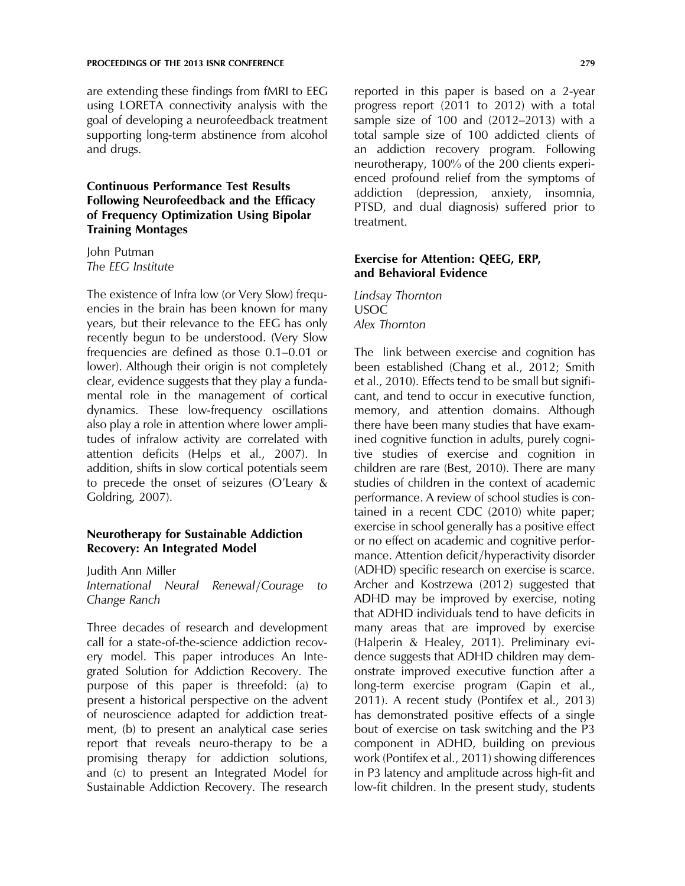are extending these findings from fMRI to EEG using LORETA connectivity analysis with the goal of developing a neurofeedback treatment supporting long-term abstinence from alcohol and drugs.

### Continuous Performance Test Results Following Neurofeedback and the Efficacy of Frequency Optimization Using Bipolar Training Montages

John Putman
*The EEG Institute*

The existence of Infra low (or Very Slow) frequencies in the brain has been known for many years, but their relevance to the EEG has only recently begun to be understood. (Very Slow frequencies are defined as those 0.1–0.01 or lower). Although their origin is not completely clear, evidence suggests that they play a fundamental role in the management of cortical dynamics. These low-frequency oscillations also play a role in attention where lower amplitudes of infralow activity are correlated with attention deficits (Helps et al., 2007). In addition, shifts in slow cortical potentials seem to precede the onset of seizures (O'Leary & Goldring, 2007).

### Neurotherapy for Sustainable Addiction Recovery: An Integrated Model

Judith Ann Miller
*International Neural Renewal/Courage to Change Ranch*

Three decades of research and development call for a state-of-the-science addiction recovery model. This paper introduces An Integrated Solution for Addiction Recovery. The purpose of this paper is threefold: (a) to present a historical perspective on the advent of neuroscience adapted for addiction treatment, (b) to present an analytical case series report that reveals neuro-therapy to be a promising therapy for addiction solutions, and (c) to present an Integrated Model for Sustainable Addiction Recovery. The research reported in this paper is based on a 2-year progress report (2011 to 2012) with a total sample size of 100 and (2012–2013) with a total sample size of 100 addicted clients of an addiction recovery program. Following neurotherapy, 100% of the 200 clients experienced profound relief from the symptoms of addiction (depression, anxiety, insomnia, PTSD, and dual diagnosis) suffered prior to treatment.

### Exercise for Attention: QEEG, ERP, and Behavioral Evidence

*Lindsay Thornton*
USOC
*Alex Thornton*

The link between exercise and cognition has been established (Chang et al., 2012; Smith et al., 2010). Effects tend to be small but significant, and tend to occur in executive function, memory, and attention domains. Although there have been many studies that have examined cognitive function in adults, purely cognitive studies of exercise and cognition in children are rare (Best, 2010). There are many studies of children in the context of academic performance. A review of school studies is contained in a recent CDC (2010) white paper; exercise in school generally has a positive effect or no effect on academic and cognitive performance. Attention deficit/hyperactivity disorder (ADHD) specific research on exercise is scarce. Archer and Kostrzewa (2012) suggested that ADHD may be improved by exercise, noting that ADHD individuals tend to have deficits in many areas that are improved by exercise (Halperin & Healey, 2011). Preliminary evidence suggests that ADHD children may demonstrate improved executive function after a long-term exercise program (Gapin et al., 2011). A recent study (Pontifex et al., 2013) has demonstrated positive effects of a single bout of exercise on task switching and the P3 component in ADHD, building on previous work (Pontifex et al., 2011) showing differences in P3 latency and amplitude across high-fit and low-fit children. In the present study, students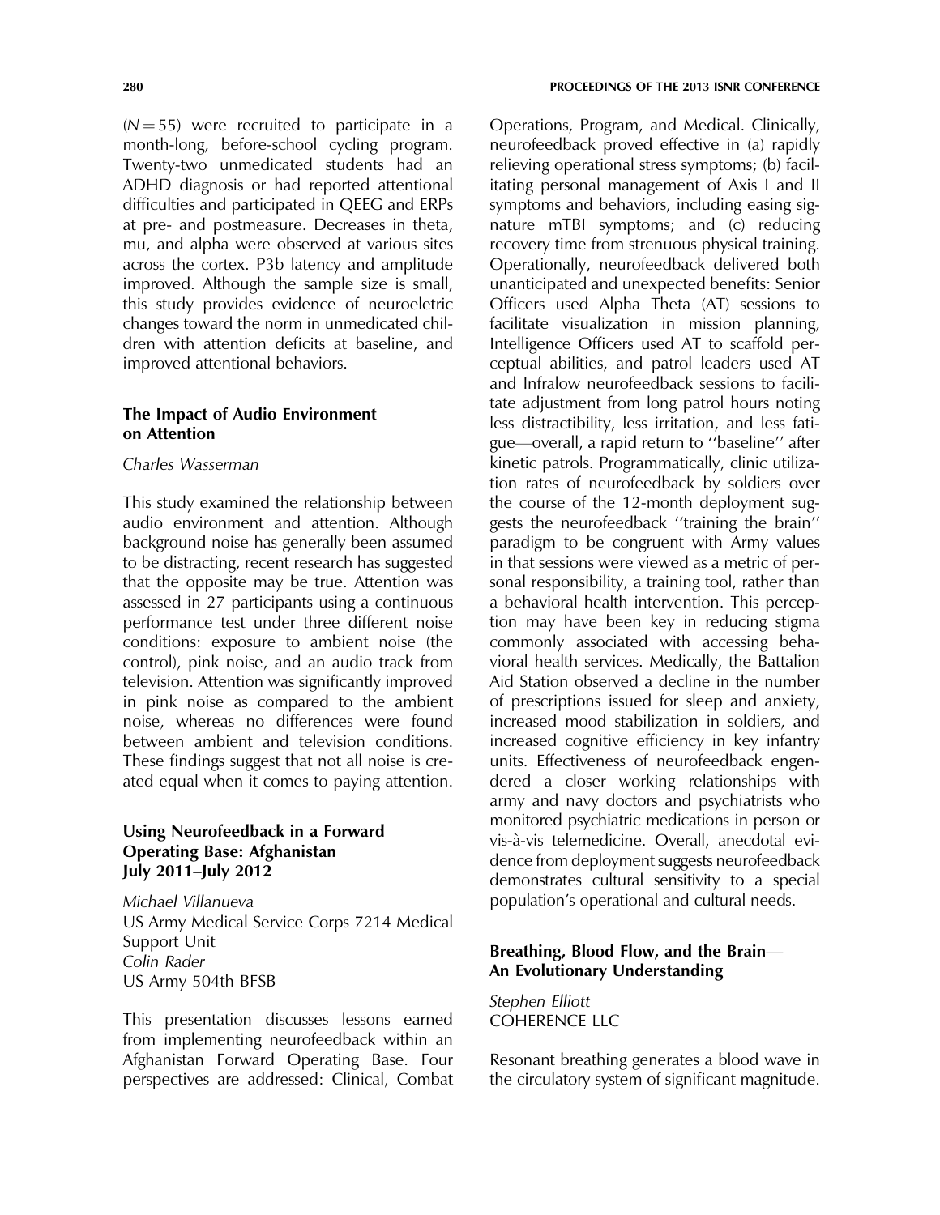($N = 55$) were recruited to participate in a month-long, before-school cycling program. Twenty-two unmedicated students had an ADHD diagnosis or had reported attentional difficulties and participated in QEEG and ERPs at pre- and postmeasure. Decreases in theta, mu, and alpha were observed at various sites across the cortex. P3b latency and amplitude improved. Although the sample size is small, this study provides evidence of neuroeletric changes toward the norm in unmedicated children with attention deficits at baseline, and improved attentional behaviors.

### The Impact of Audio Environment on Attention

*Charles Wasserman*

This study examined the relationship between audio environment and attention. Although background noise has generally been assumed to be distracting, recent research has suggested that the opposite may be true. Attention was assessed in 27 participants using a continuous performance test under three different noise conditions: exposure to ambient noise (the control), pink noise, and an audio track from television. Attention was significantly improved in pink noise as compared to the ambient noise, whereas no differences were found between ambient and television conditions. These findings suggest that not all noise is created equal when it comes to paying attention.

### Using Neurofeedback in a Forward Operating Base: Afghanistan July 2011–July 2012

*Michael Villanueva*
US Army Medical Service Corps 7214 Medical Support Unit
*Colin Rader*
US Army 504th BFSB

This presentation discusses lessons earned from implementing neurofeedback within an Afghanistan Forward Operating Base. Four perspectives are addressed: Clinical, Combat Operations, Program, and Medical. Clinically, neurofeedback proved effective in (a) rapidly relieving operational stress symptoms; (b) facilitating personal management of Axis I and II symptoms and behaviors, including easing signature mTBI symptoms; and (c) reducing recovery time from strenuous physical training. Operationally, neurofeedback delivered both unanticipated and unexpected benefits: Senior Officers used Alpha Theta (AT) sessions to facilitate visualization in mission planning, Intelligence Officers used AT to scaffold perceptual abilities, and patrol leaders used AT and Infralow neurofeedback sessions to facilitate adjustment from long patrol hours noting less distractibility, less irritation, and less fatigue—overall, a rapid return to ''baseline'' after kinetic patrols. Programmatically, clinic utilization rates of neurofeedback by soldiers over the course of the 12-month deployment suggests the neurofeedback ''training the brain'' paradigm to be congruent with Army values in that sessions were viewed as a metric of personal responsibility, a training tool, rather than a behavioral health intervention. This perception may have been key in reducing stigma commonly associated with accessing behavioral health services. Medically, the Battalion Aid Station observed a decline in the number of prescriptions issued for sleep and anxiety, increased mood stabilization in soldiers, and increased cognitive efficiency in key infantry units. Effectiveness of neurofeedback engendered a closer working relationships with army and navy doctors and psychiatrists who monitored psychiatric medications in person or vis-à-vis telemedicine. Overall, anecdotal evidence from deployment suggests neurofeedback demonstrates cultural sensitivity to a special population's operational and cultural needs.

### Breathing, Blood Flow, and the Brain—An Evolutionary Understanding

*Stephen Elliott*
COHERENCE LLC

Resonant breathing generates a blood wave in the circulatory system of significant magnitude.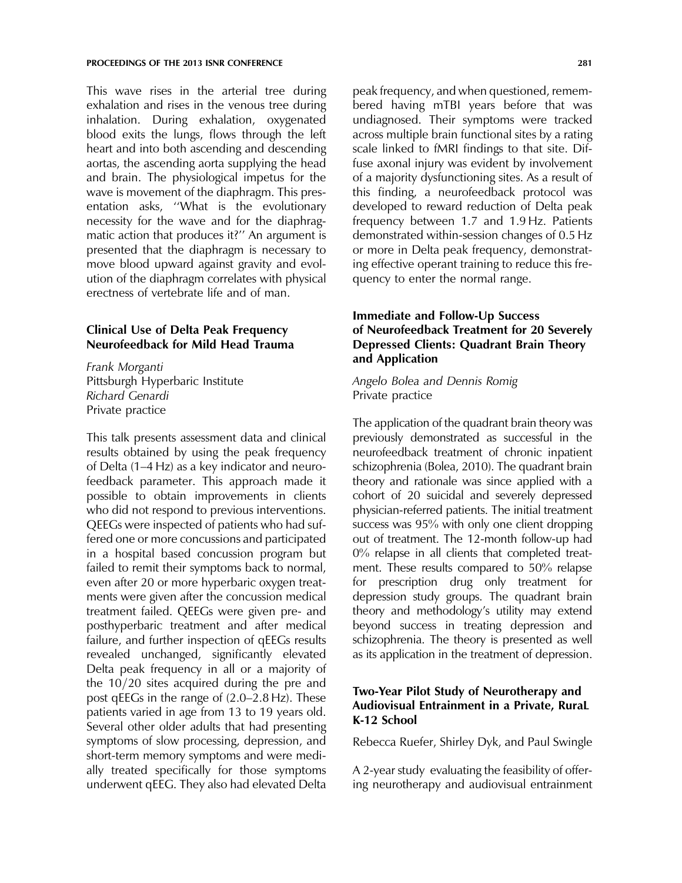This wave rises in the arterial tree during exhalation and rises in the venous tree during inhalation. During exhalation, oxygenated blood exits the lungs, flows through the left heart and into both ascending and descending aortas, the ascending aorta supplying the head and brain. The physiological impetus for the wave is movement of the diaphragm. This presentation asks, ''What is the evolutionary necessity for the wave and for the diaphragmatic action that produces it?'' An argument is presented that the diaphragm is necessary to move blood upward against gravity and evolution of the diaphragm correlates with physical erectness of vertebrate life and of man.

### Clinical Use of Delta Peak Frequency Neurofeedback for Mild Head Trauma

*Frank Morganti*
Pittsburgh Hyperbaric Institute
*Richard Genardi*
Private practice

This talk presents assessment data and clinical results obtained by using the peak frequency of Delta (1–4 Hz) as a key indicator and neurofeedback parameter. This approach made it possible to obtain improvements in clients who did not respond to previous interventions. QEEGs were inspected of patients who had suffered one or more concussions and participated in a hospital based concussion program but failed to remit their symptoms back to normal, even after 20 or more hyperbaric oxygen treatments were given after the concussion medical treatment failed. QEEGs were given pre- and posthyperbaric treatment and after medical failure, and further inspection of qEEGs results revealed unchanged, significantly elevated Delta peak frequency in all or a majority of the 10/20 sites acquired during the pre and post qEEGs in the range of (2.0–2.8 Hz). These patients varied in age from 13 to 19 years old. Several other older adults that had presenting symptoms of slow processing, depression, and short-term memory symptoms and were medially treated specifically for those symptoms underwent qEEG. They also had elevated Delta peak frequency, and when questioned, remembered having mTBI years before that was undiagnosed. Their symptoms were tracked across multiple brain functional sites by a rating scale linked to fMRI findings to that site. Diffuse axonal injury was evident by involvement of a majority dysfunctioning sites. As a result of this finding, a neurofeedback protocol was developed to reward reduction of Delta peak frequency between 1.7 and 1.9 Hz. Patients demonstrated within-session changes of 0.5 Hz or more in Delta peak frequency, demonstrating effective operant training to reduce this frequency to enter the normal range.

### Immediate and Follow-Up Success of Neurofeedback Treatment for 20 Severely Depressed Clients: Quadrant Brain Theory and Application

*Angelo Bolea and Dennis Romig*
Private practice

The application of the quadrant brain theory was previously demonstrated as successful in the neurofeedback treatment of chronic inpatient schizophrenia (Bolea, 2010). The quadrant brain theory and rationale was since applied with a cohort of 20 suicidal and severely depressed physician-referred patients. The initial treatment success was 95% with only one client dropping out of treatment. The 12-month follow-up had 0% relapse in all clients that completed treatment. These results compared to 50% relapse for prescription drug only treatment for depression study groups. The quadrant brain theory and methodology's utility may extend beyond success in treating depression and schizophrenia. The theory is presented as well as its application in the treatment of depression.

### Two-Year Pilot Study of Neurotherapy and Audiovisual Entrainment in a Private, RuraL K-12 School

Rebecca Ruefer, Shirley Dyk, and Paul Swingle

A 2-year study evaluating the feasibility of offering neurotherapy and audiovisual entrainment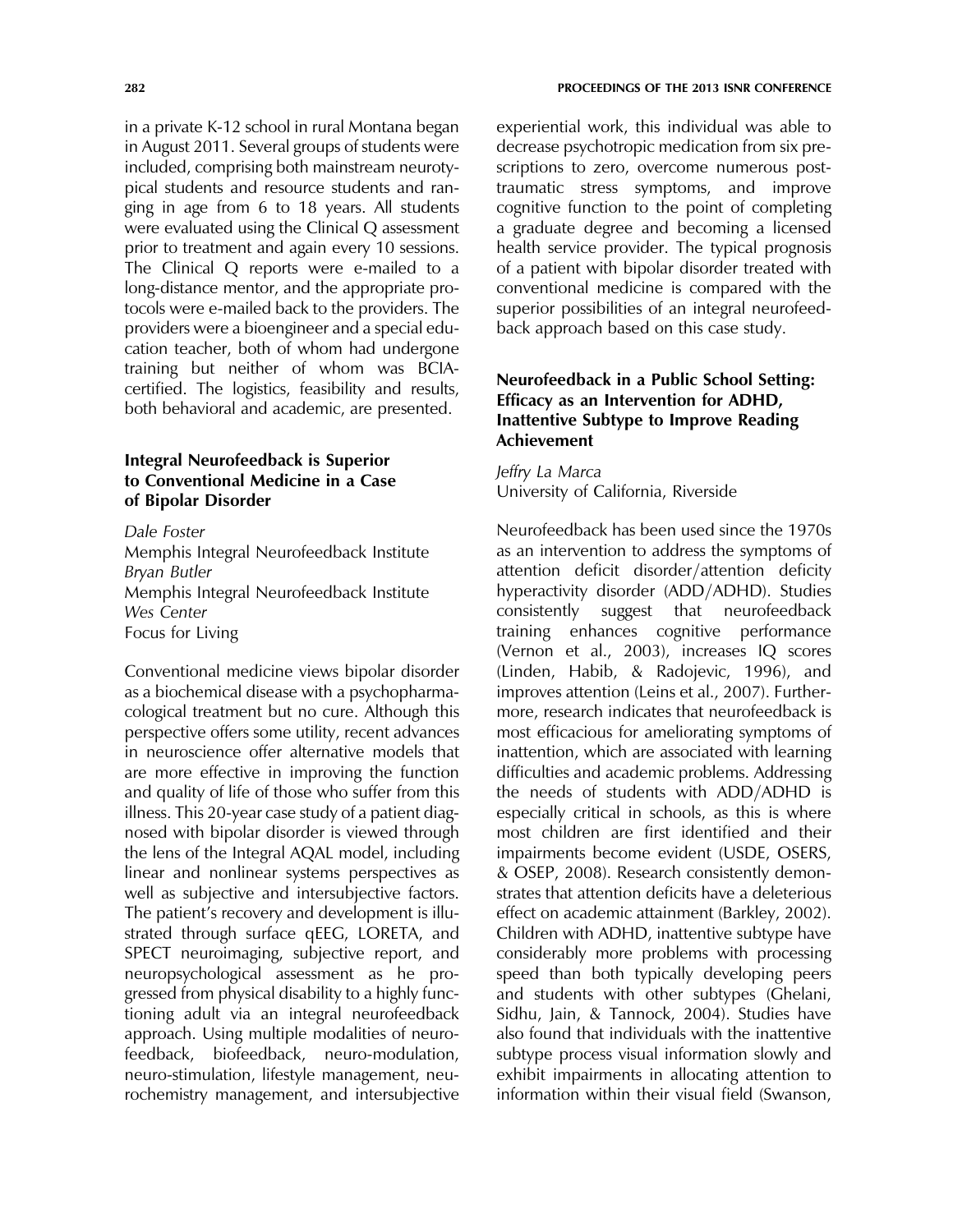in a private K-12 school in rural Montana began in August 2011. Several groups of students were included, comprising both mainstream neurotypical students and resource students and ranging in age from 6 to 18 years. All students were evaluated using the Clinical Q assessment prior to treatment and again every 10 sessions. The Clinical Q reports were e-mailed to a long-distance mentor, and the appropriate protocols were e-mailed back to the providers. The providers were a bioengineer and a special education teacher, both of whom had undergone training but neither of whom was BCIA-certified. The logistics, feasibility and results, both behavioral and academic, are presented.

### Integral Neurofeedback is Superior to Conventional Medicine in a Case of Bipolar Disorder

*Dale Foster*
Memphis Integral Neurofeedback Institute
*Bryan Butler*
Memphis Integral Neurofeedback Institute
*Wes Center*
Focus for Living

Conventional medicine views bipolar disorder as a biochemical disease with a psychopharmacological treatment but no cure. Although this perspective offers some utility, recent advances in neuroscience offer alternative models that are more effective in improving the function and quality of life of those who suffer from this illness. This 20-year case study of a patient diagnosed with bipolar disorder is viewed through the lens of the Integral AQAL model, including linear and nonlinear systems perspectives as well as subjective and intersubjective factors. The patient's recovery and development is illustrated through surface qEEG, LORETA, and SPECT neuroimaging, subjective report, and neuropsychological assessment as he progressed from physical disability to a highly functioning adult via an integral neurofeedback approach. Using multiple modalities of neurofeedback, biofeedback, neuro-modulation, neuro-stimulation, lifestyle management, neurochemistry management, and intersubjective experiential work, this individual was able to decrease psychotropic medication from six prescriptions to zero, overcome numerous post-traumatic stress symptoms, and improve cognitive function to the point of completing a graduate degree and becoming a licensed health service provider. The typical prognosis of a patient with bipolar disorder treated with conventional medicine is compared with the superior possibilities of an integral neurofeedback approach based on this case study.

### Neurofeedback in a Public School Setting: Efficacy as an Intervention for ADHD, Inattentive Subtype to Improve Reading Achievement

*Jeffry La Marca*
University of California, Riverside

Neurofeedback has been used since the 1970s as an intervention to address the symptoms of attention deficit disorder/attention deficity hyperactivity disorder (ADD/ADHD). Studies consistently suggest that neurofeedback training enhances cognitive performance (Vernon et al., 2003), increases IQ scores (Linden, Habib, & Radojevic, 1996), and improves attention (Leins et al., 2007). Furthermore, research indicates that neurofeedback is most efficacious for ameliorating symptoms of inattention, which are associated with learning difficulties and academic problems. Addressing the needs of students with ADD/ADHD is especially critical in schools, as this is where most children are first identified and their impairments become evident (USDE, OSERS, & OSEP, 2008). Research consistently demonstrates that attention deficits have a deleterious effect on academic attainment (Barkley, 2002). Children with ADHD, inattentive subtype have considerably more problems with processing speed than both typically developing peers and students with other subtypes (Ghelani, Sidhu, Jain, & Tannock, 2004). Studies have also found that individuals with the inattentive subtype process visual information slowly and exhibit impairments in allocating attention to information within their visual field (Swanson,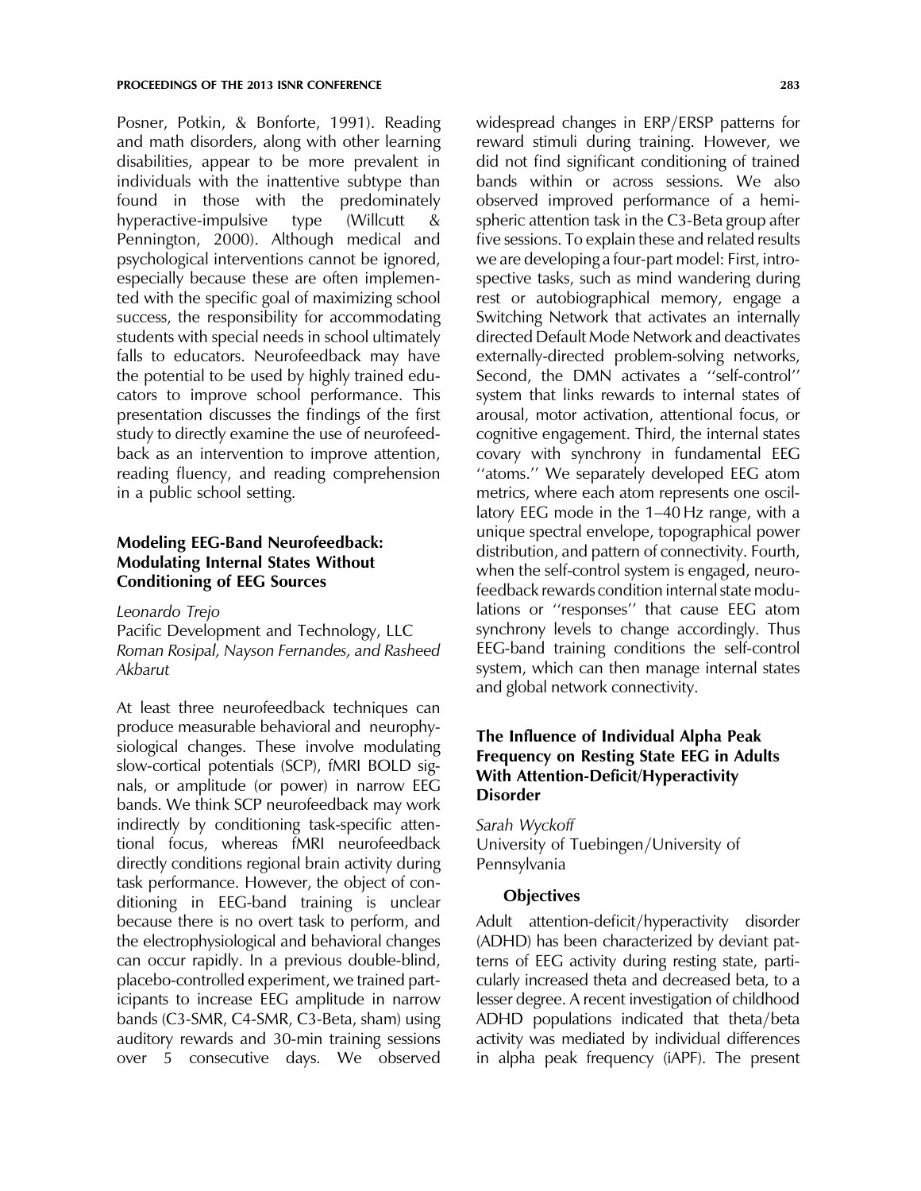Posner, Potkin, & Bonforte, 1991). Reading and math disorders, along with other learning disabilities, appear to be more prevalent in individuals with the inattentive subtype than found in those with the predominately hyperactive-impulsive type (Willcutt & Pennington, 2000). Although medical and psychological interventions cannot be ignored, especially because these are often implemented with the specific goal of maximizing school success, the responsibility for accommodating students with special needs in school ultimately falls to educators. Neurofeedback may have the potential to be used by highly trained educators to improve school performance. This presentation discusses the findings of the first study to directly examine the use of neurofeedback as an intervention to improve attention, reading fluency, and reading comprehension in a public school setting.

## Modeling EEG-Band Neurofeedback: Modulating Internal States Without Conditioning of EEG Sources

*Leonardo Trejo*
Pacific Development and Technology, LLC
*Roman Rosipal, Nayson Fernandes, and Rasheed Akbarut*

At least three neurofeedback techniques can produce measurable behavioral and neurophysiological changes. These involve modulating slow-cortical potentials (SCP), fMRI BOLD signals, or amplitude (or power) in narrow EEG bands. We think SCP neurofeedback may work indirectly by conditioning task-specific attentional focus, whereas fMRI neurofeedback directly conditions regional brain activity during task performance. However, the object of conditioning in EEG-band training is unclear because there is no overt task to perform, and the electrophysiological and behavioral changes can occur rapidly. In a previous double-blind, placebo-controlled experiment, we trained participants to increase EEG amplitude in narrow bands (C3-SMR, C4-SMR, C3-Beta, sham) using auditory rewards and 30-min training sessions over 5 consecutive days. We observed widespread changes in ERP/ERSP patterns for reward stimuli during training. However, we did not find significant conditioning of trained bands within or across sessions. We also observed improved performance of a hemispheric attention task in the C3-Beta group after five sessions. To explain these and related results we are developing a four-part model: First, introspective tasks, such as mind wandering during rest or autobiographical memory, engage a Switching Network that activates an internally directed Default Mode Network and deactivates externally-directed problem-solving networks, Second, the DMN activates a ''self-control'' system that links rewards to internal states of arousal, motor activation, attentional focus, or cognitive engagement. Third, the internal states covary with synchrony in fundamental EEG ''atoms.'' We separately developed EEG atom metrics, where each atom represents one oscillatory EEG mode in the 1–40 Hz range, with a unique spectral envelope, topographical power distribution, and pattern of connectivity. Fourth, when the self-control system is engaged, neurofeedback rewards condition internal state modulations or ''responses'' that cause EEG atom synchrony levels to change accordingly. Thus EEG-band training conditions the self-control system, which can then manage internal states and global network connectivity.

## The Influence of Individual Alpha Peak Frequency on Resting State EEG in Adults With Attention-Deficit/Hyperactivity Disorder

*Sarah Wyckoff*
University of Tuebingen/University of Pennsylvania

### Objectives

Adult attention-deficit/hyperactivity disorder (ADHD) has been characterized by deviant patterns of EEG activity during resting state, particularly increased theta and decreased beta, to a lesser degree. A recent investigation of childhood ADHD populations indicated that theta/beta activity was mediated by individual differences in alpha peak frequency (iAPF). The present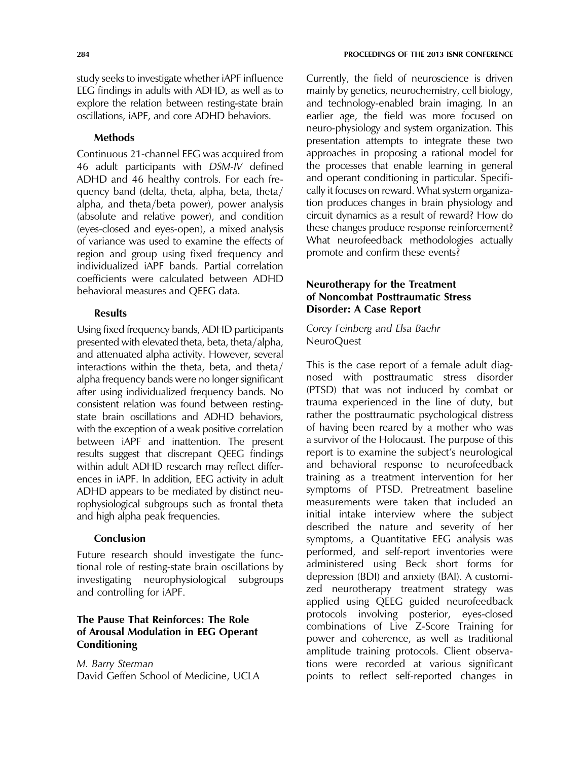study seeks to investigate whether iAPF influence EEG findings in adults with ADHD, as well as to explore the relation between resting-state brain oscillations, iAPF, and core ADHD behaviors.

### Methods

Continuous 21-channel EEG was acquired from 46 adult participants with *DSM-IV* defined ADHD and 46 healthy controls. For each frequency band (delta, theta, alpha, beta, theta/alpha, and theta/beta power), power analysis (absolute and relative power), and condition (eyes-closed and eyes-open), a mixed analysis of variance was used to examine the effects of region and group using fixed frequency and individualized iAPF bands. Partial correlation coefficients were calculated between ADHD behavioral measures and QEEG data.

### Results

Using fixed frequency bands, ADHD participants presented with elevated theta, beta, theta/alpha, and attenuated alpha activity. However, several interactions within the theta, beta, and theta/alpha frequency bands were no longer significant after using individualized frequency bands. No consistent relation was found between resting-state brain oscillations and ADHD behaviors, with the exception of a weak positive correlation between iAPF and inattention. The present results suggest that discrepant QEEG findings within adult ADHD research may reflect differences in iAPF. In addition, EEG activity in adult ADHD appears to be mediated by distinct neurophysiological subgroups such as frontal theta and high alpha peak frequencies.

### Conclusion

Future research should investigate the functional role of resting-state brain oscillations by investigating neurophysiological subgroups and controlling for iAPF.

## The Pause That Reinforces: The Role of Arousal Modulation in EEG Operant Conditioning

*M. Barry Sterman*
David Geffen School of Medicine, UCLA

Currently, the field of neuroscience is driven mainly by genetics, neurochemistry, cell biology, and technology-enabled brain imaging. In an earlier age, the field was more focused on neuro-physiology and system organization. This presentation attempts to integrate these two approaches in proposing a rational model for the processes that enable learning in general and operant conditioning in particular. Specifically it focuses on reward. What system organization produces changes in brain physiology and circuit dynamics as a result of reward? How do these changes produce response reinforcement? What neurofeedback methodologies actually promote and confirm these events?

## Neurotherapy for the Treatment of Noncombat Posttraumatic Stress Disorder: A Case Report

*Corey Feinberg and Elsa Baehr*
NeuroQuest

This is the case report of a female adult diagnosed with posttraumatic stress disorder (PTSD) that was not induced by combat or trauma experienced in the line of duty, but rather the posttraumatic psychological distress of having been reared by a mother who was a survivor of the Holocaust. The purpose of this report is to examine the subject's neurological and behavioral response to neurofeedback training as a treatment intervention for her symptoms of PTSD. Pretreatment baseline measurements were taken that included an initial intake interview where the subject described the nature and severity of her symptoms, a Quantitative EEG analysis was performed, and self-report inventories were administered using Beck short forms for depression (BDI) and anxiety (BAI). A customized neurotherapy treatment strategy was applied using QEEG guided neurofeedback protocols involving posterior, eyes-closed combinations of Live Z-Score Training for power and coherence, as well as traditional amplitude training protocols. Client observations were recorded at various significant points to reflect self-reported changes in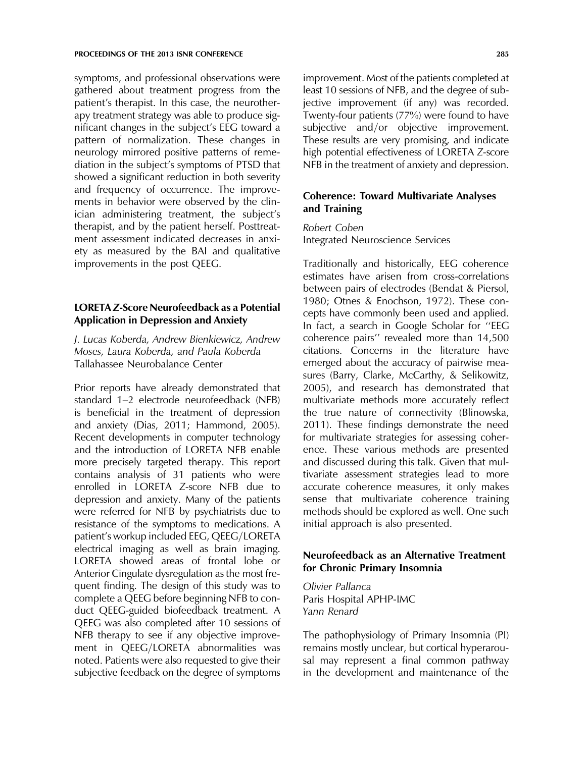symptoms, and professional observations were gathered about treatment progress from the patient's therapist. In this case, the neurotherapy treatment strategy was able to produce significant changes in the subject's EEG toward a pattern of normalization. These changes in neurology mirrored positive patterns of remediation in the subject's symptoms of PTSD that showed a significant reduction in both severity and frequency of occurrence. The improvements in behavior were observed by the clinician administering treatment, the subject's therapist, and by the patient herself. Posttreatment assessment indicated decreases in anxiety as measured by the BAI and qualitative improvements in the post QEEG.

### LORETA *Z*-Score Neurofeedback as a Potential Application in Depression and Anxiety

*J. Lucas Koberda, Andrew Bienkiewicz, Andrew Moses, Laura Koberda, and Paula Koberda*
Tallahassee Neurobalance Center

Prior reports have already demonstrated that standard 1–2 electrode neurofeedback (NFB) is beneficial in the treatment of depression and anxiety (Dias, 2011; Hammond, 2005). Recent developments in computer technology and the introduction of LORETA NFB enable more precisely targeted therapy. This report contains analysis of 31 patients who were enrolled in LORETA *Z*-score NFB due to depression and anxiety. Many of the patients were referred for NFB by psychiatrists due to resistance of the symptoms to medications. A patient's workup included EEG, QEEG/LORETA electrical imaging as well as brain imaging. LORETA showed areas of frontal lobe or Anterior Cingulate dysregulation as the most frequent finding. The design of this study was to complete a QEEG before beginning NFB to conduct QEEG-guided biofeedback treatment. A QEEG was also completed after 10 sessions of NFB therapy to see if any objective improvement in QEEG/LORETA abnormalities was noted. Patients were also requested to give their subjective feedback on the degree of symptoms improvement. Most of the patients completed at least 10 sessions of NFB, and the degree of subjective improvement (if any) was recorded. Twenty-four patients (77%) were found to have subjective and/or objective improvement. These results are very promising, and indicate high potential effectiveness of LORETA *Z*-score NFB in the treatment of anxiety and depression.

### Coherence: Toward Multivariate Analyses and Training

*Robert Coben*
Integrated Neuroscience Services

Traditionally and historically, EEG coherence estimates have arisen from cross-correlations between pairs of electrodes (Bendat & Piersol, 1980; Otnes & Enochson, 1972). These concepts have commonly been used and applied. In fact, a search in Google Scholar for ''EEG coherence pairs'' revealed more than 14,500 citations. Concerns in the literature have emerged about the accuracy of pairwise measures (Barry, Clarke, McCarthy, & Selikowitz, 2005), and research has demonstrated that multivariate methods more accurately reflect the true nature of connectivity (Blinowska, 2011). These findings demonstrate the need for multivariate strategies for assessing coherence. These various methods are presented and discussed during this talk. Given that multivariate assessment strategies lead to more accurate coherence measures, it only makes sense that multivariate coherence training methods should be explored as well. One such initial approach is also presented.

### Neurofeedback as an Alternative Treatment for Chronic Primary Insomnia

*Olivier Pallanca*
Paris Hospital APHP-IMC
*Yann Renard*

The pathophysiology of Primary Insomnia (PI) remains mostly unclear, but cortical hyperarousal may represent a final common pathway in the development and maintenance of the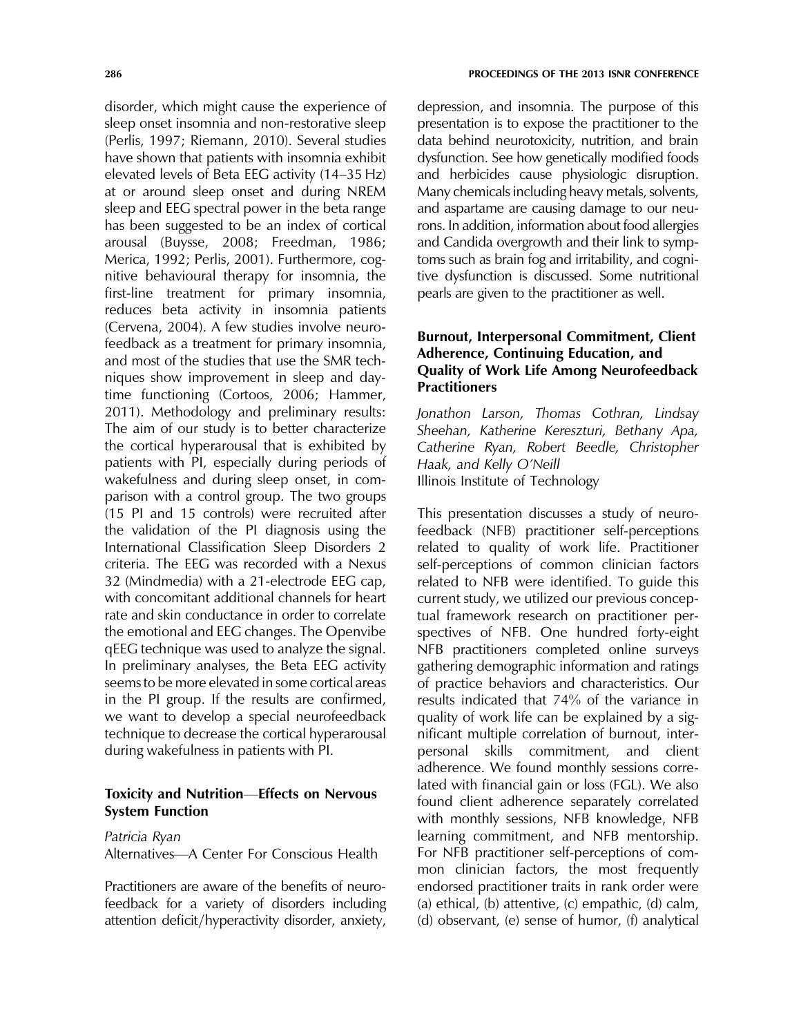disorder, which might cause the experience of sleep onset insomnia and non-restorative sleep (Perlis, 1997; Riemann, 2010). Several studies have shown that patients with insomnia exhibit elevated levels of Beta EEG activity (14–35 Hz) at or around sleep onset and during NREM sleep and EEG spectral power in the beta range has been suggested to be an index of cortical arousal (Buysse, 2008; Freedman, 1986; Merica, 1992; Perlis, 2001). Furthermore, cognitive behavioural therapy for insomnia, the first-line treatment for primary insomnia, reduces beta activity in insomnia patients (Cervena, 2004). A few studies involve neurofeedback as a treatment for primary insomnia, and most of the studies that use the SMR techniques show improvement in sleep and daytime functioning (Cortoos, 2006; Hammer, 2011). Methodology and preliminary results: The aim of our study is to better characterize the cortical hyperarousal that is exhibited by patients with PI, especially during periods of wakefulness and during sleep onset, in comparison with a control group. The two groups (15 PI and 15 controls) were recruited after the validation of the PI diagnosis using the International Classification Sleep Disorders 2 criteria. The EEG was recorded with a Nexus 32 (Mindmedia) with a 21-electrode EEG cap, with concomitant additional channels for heart rate and skin conductance in order to correlate the emotional and EEG changes. The Openvibe qEEG technique was used to analyze the signal. In preliminary analyses, the Beta EEG activity seems to be more elevated in some cortical areas in the PI group. If the results are confirmed, we want to develop a special neurofeedback technique to decrease the cortical hyperarousal during wakefulness in patients with PI.

### Toxicity and Nutrition—Effects on Nervous System Function

*Patricia Ryan*
Alternatives—A Center For Conscious Health

Practitioners are aware of the benefits of neurofeedback for a variety of disorders including attention deficit/hyperactivity disorder, anxiety, depression, and insomnia. The purpose of this presentation is to expose the practitioner to the data behind neurotoxicity, nutrition, and brain dysfunction. See how genetically modified foods and herbicides cause physiologic disruption. Many chemicals including heavy metals, solvents, and aspartame are causing damage to our neurons. In addition, information about food allergies and Candida overgrowth and their link to symptoms such as brain fog and irritability, and cognitive dysfunction is discussed. Some nutritional pearls are given to the practitioner as well.

### Burnout, Interpersonal Commitment, Client Adherence, Continuing Education, and Quality of Work Life Among Neurofeedback Practitioners

*Jonathon Larson, Thomas Cothran, Lindsay Sheehan, Katherine Kereszturi, Bethany Apa, Catherine Ryan, Robert Beedle, Christopher Haak, and Kelly O'Neill*
Illinois Institute of Technology

This presentation discusses a study of neurofeedback (NFB) practitioner self-perceptions related to quality of work life. Practitioner self-perceptions of common clinician factors related to NFB were identified. To guide this current study, we utilized our previous conceptual framework research on practitioner perspectives of NFB. One hundred forty-eight NFB practitioners completed online surveys gathering demographic information and ratings of practice behaviors and characteristics. Our results indicated that 74% of the variance in quality of work life can be explained by a significant multiple correlation of burnout, interpersonal skills commitment, and client adherence. We found monthly sessions correlated with financial gain or loss (FGL). We also found client adherence separately correlated with monthly sessions, NFB knowledge, NFB learning commitment, and NFB mentorship. For NFB practitioner self-perceptions of common clinician factors, the most frequently endorsed practitioner traits in rank order were (a) ethical, (b) attentive, (c) empathic, (d) calm, (d) observant, (e) sense of humor, (f) analytical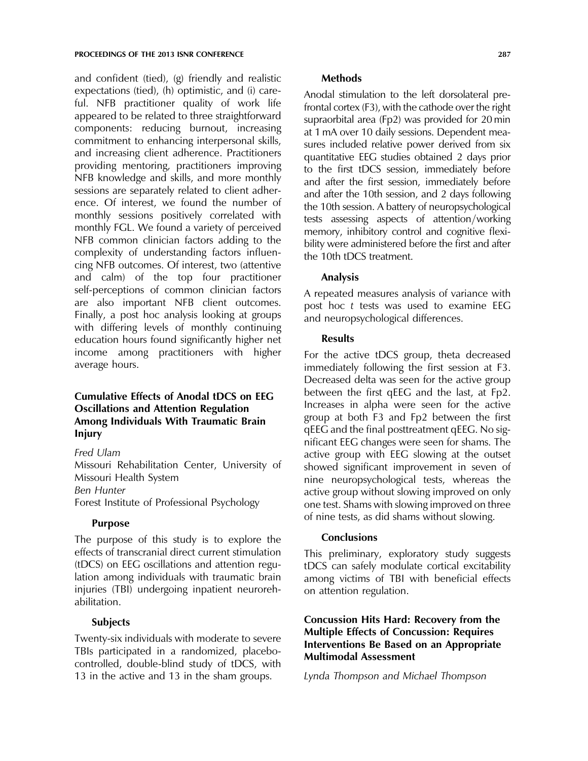and confident (tied), (g) friendly and realistic expectations (tied), (h) optimistic, and (i) careful. NFB practitioner quality of work life appeared to be related to three straightforward components: reducing burnout, increasing commitment to enhancing interpersonal skills, and increasing client adherence. Practitioners providing mentoring, practitioners improving NFB knowledge and skills, and more monthly sessions are separately related to client adherence. Of interest, we found the number of monthly sessions positively correlated with monthly FGL. We found a variety of perceived NFB common clinician factors adding to the complexity of understanding factors influencing NFB outcomes. Of interest, two (attentive and calm) of the top four practitioner self-perceptions of common clinician factors are also important NFB client outcomes. Finally, a post hoc analysis looking at groups with differing levels of monthly continuing education hours found significantly higher net income among practitioners with higher average hours.

## Cumulative Effects of Anodal tDCS on EEG Oscillations and Attention Regulation Among Individuals With Traumatic Brain Injury

*Fred Ulam*
Missouri Rehabilitation Center, University of Missouri Health System
*Ben Hunter*
Forest Institute of Professional Psychology

### Purpose

The purpose of this study is to explore the effects of transcranial direct current stimulation (tDCS) on EEG oscillations and attention regulation among individuals with traumatic brain injuries (TBI) undergoing inpatient neurorehabilitation.

### Subjects

Twenty-six individuals with moderate to severe TBIs participated in a randomized, placebo-controlled, double-blind study of tDCS, with 13 in the active and 13 in the sham groups.

### Methods

Anodal stimulation to the left dorsolateral prefrontal cortex (F3), with the cathode over the right supraorbital area (Fp2) was provided for 20 min at 1 mA over 10 daily sessions. Dependent measures included relative power derived from six quantitative EEG studies obtained 2 days prior to the first tDCS session, immediately before and after the first session, immediately before and after the 10th session, and 2 days following the 10th session. A battery of neuropsychological tests assessing aspects of attention/working memory, inhibitory control and cognitive flexibility were administered before the first and after the 10th tDCS treatment.

### Analysis

A repeated measures analysis of variance with post hoc *t* tests was used to examine EEG and neuropsychological differences.

### Results

For the active tDCS group, theta decreased immediately following the first session at F3. Decreased delta was seen for the active group between the first qEEG and the last, at Fp2. Increases in alpha were seen for the active group at both F3 and Fp2 between the first qEEG and the final posttreatment qEEG. No significant EEG changes were seen for shams. The active group with EEG slowing at the outset showed significant improvement in seven of nine neuropsychological tests, whereas the active group without slowing improved on only one test. Shams with slowing improved on three of nine tests, as did shams without slowing.

### Conclusions

This preliminary, exploratory study suggests tDCS can safely modulate cortical excitability among victims of TBI with beneficial effects on attention regulation.

## Concussion Hits Hard: Recovery from the Multiple Effects of Concussion: Requires Interventions Be Based on an Appropriate Multimodal Assessment

*Lynda Thompson and Michael Thompson*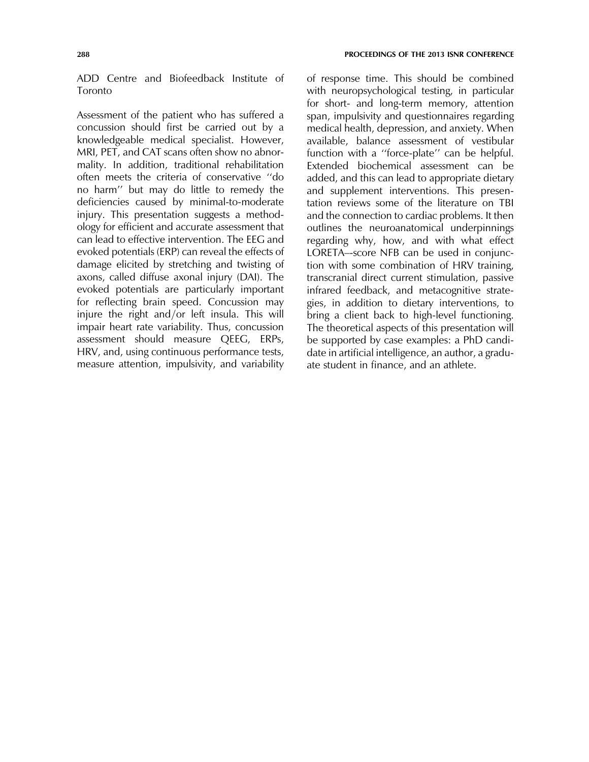ADD Centre and Biofeedback Institute of Toronto

Assessment of the patient who has suffered a concussion should first be carried out by a knowledgeable medical specialist. However, MRI, PET, and CAT scans often show no abnormality. In addition, traditional rehabilitation often meets the criteria of conservative ''do no harm'' but may do little to remedy the deficiencies caused by minimal-to-moderate injury. This presentation suggests a methodology for efficient and accurate assessment that can lead to effective intervention. The EEG and evoked potentials (ERP) can reveal the effects of damage elicited by stretching and twisting of axons, called diffuse axonal injury (DAI). The evoked potentials are particularly important for reflecting brain speed. Concussion may injure the right and/or left insula. This will impair heart rate variability. Thus, concussion assessment should measure QEEG, ERPs, HRV, and, using continuous performance tests, measure attention, impulsivity, and variability of response time. This should be combined with neuropsychological testing, in particular for short- and long-term memory, attention span, impulsivity and questionnaires regarding medical health, depression, and anxiety. When available, balance assessment of vestibular function with a ''force-plate'' can be helpful. Extended biochemical assessment can be added, and this can lead to appropriate dietary and supplement interventions. This presentation reviews some of the literature on TBI and the connection to cardiac problems. It then outlines the neuroanatomical underpinnings regarding why, how, and with what effect LORETA–-score NFB can be used in conjunction with some combination of HRV training, transcranial direct current stimulation, passive infrared feedback, and metacognitive strategies, in addition to dietary interventions, to bring a client back to high-level functioning. The theoretical aspects of this presentation will be supported by case examples: a PhD candidate in artificial intelligence, an author, a graduate student in finance, and an athlete.